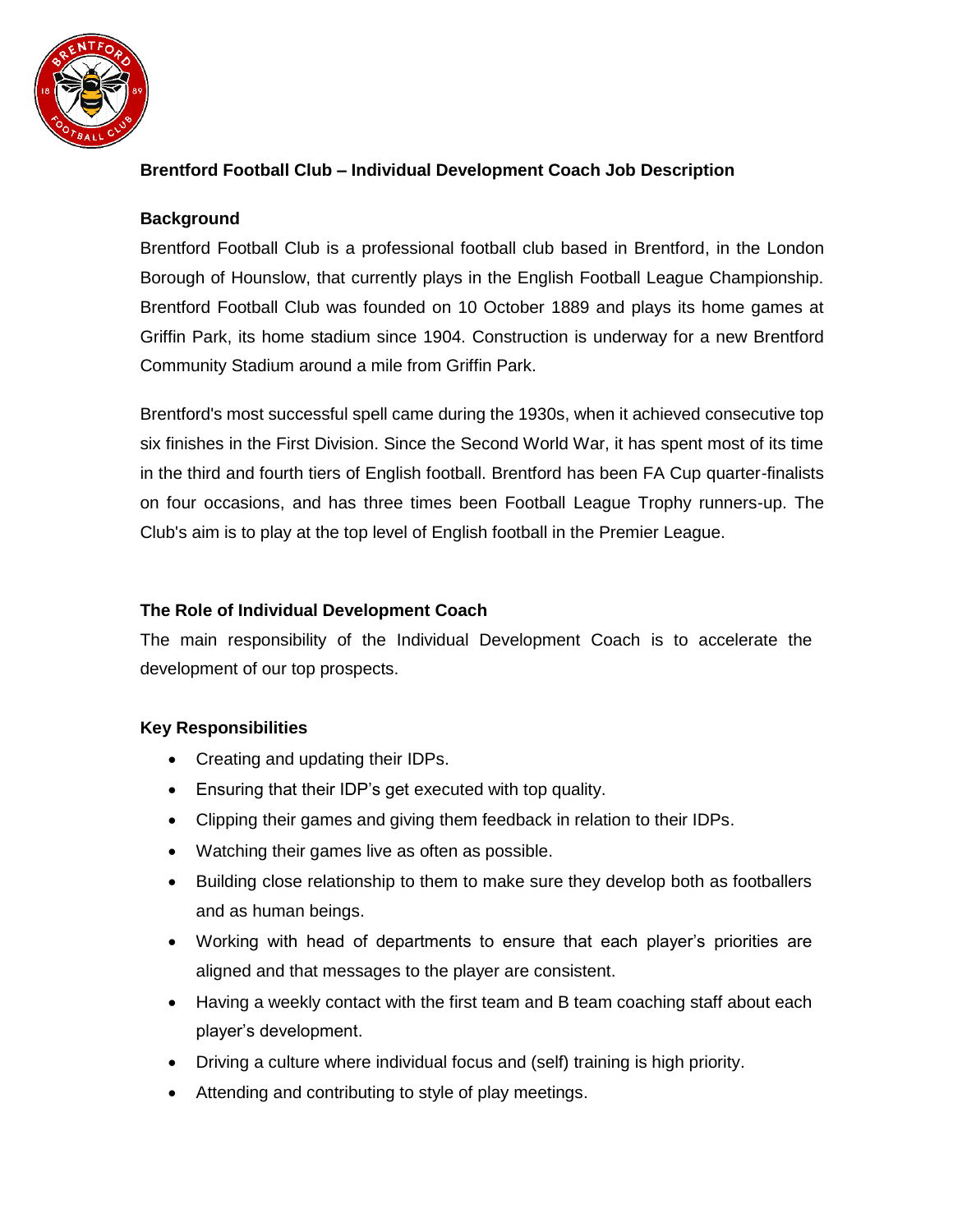# Brentford Football Club – Individual Development Coach Job Description

## Background

Brentford Football Club is a professional football club based in Brentford, in the London Borough of Hounslow, that currently plays in the English Football League Championship. Brentford Football Club was founded on 10 October 1889 and plays its home games at Griffin Park, its home stadium since 1904. Construction is underway for a new Brentford Community Stadium around a mile from Griffin Park.

Brentford's most successful spell came during the 1930s, when it achieved consecutive top six finishes in the First Division. Since the Second World War, it has spent most of its time in the third and fourth tiers of English football. Brentford has been FA Cup quarter-finalists on four occasions, and has three times been Football League Trophy runners-up. The Club's aim is to play at the top level of English football in the Premier League.

## The Role of Individual Development Coach

The main responsibility of the Individual Development Coach is to accelerate the development of our top prospects.

## Key Responsibilities

- Creating and updating their IDPs.
- Ensuring that their IDP's get executed with top quality.
- Clipping their games and giving them feedback in relation to their IDPs.
- Watching their games live as often as possible.
- Building close relationship to them to make sure they develop both as footballers and as human beings.
- Working with head of departments to ensure that each player's priorities are aligned and that messages to the player are consistent.
- Having a weekly contact with the first team and B team coaching staff about each player's development.
- Driving a culture where individual focus and (self) training is high priority.
- Attending and contributing to style of play meetings.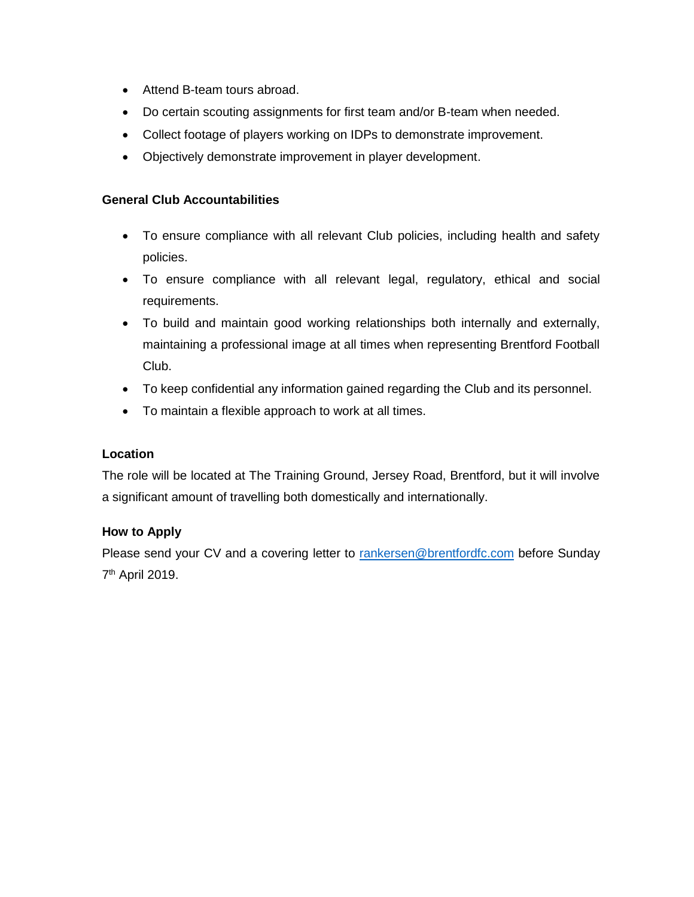- Attend B-team tours abroad.
- Do certain scouting assignments for first team and/or B-team when needed.
- Collect footage of players working on IDPs to demonstrate improvement.
- Objectively demonstrate improvement in player development.

**General Club Accountabilities**

- To ensure compliance with all relevant Club policies, including health and safety policies.
- To ensure compliance with all relevant legal, regulatory, ethical and social requirements.
- To build and maintain good working relationships both internally and externally, maintaining a professional image at all times when representing Brentford Football Club.
- To keep confidential any information gained regarding the Club and its personnel.
- To maintain a flexible approach to work at all times.

**Location**

The role will be located at The Training Ground, Jersey Road, Brentford, but it will involve a significant amount of travelling both domestically and internationally.

**How to Apply**

Please send your CV and a covering letter to rankersen@brentfordfc.com before Sunday 7th April 2019.